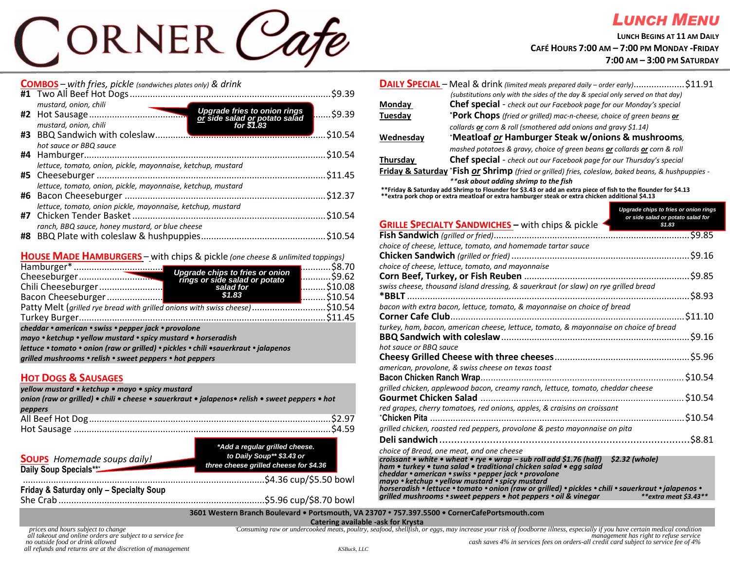# CORNER Cafe

## LUNCH MENU

**LUNCH BEGINS AT 11 AM DAILY**
**CAFÉ HOURS 7:00 AM – 7:00 PM MONDAY -FRIDAY**
**7:00 AM – 3:00 PM SATURDAY**

## COMBOS – *with fries, pickle (sandwiches plates only) & drink*

*Upgrade fries to onion rings or side salad or potato salad for $1.83*

**#1** Two All Beef Hot Dogs....$9.39
*mustard, onion, chili*

**#2** Hot Sausage....$9.39
*mustard, onion, chili*

**#3** BBQ Sandwich with coleslaw....$10.54
*hot sauce or BBQ sauce*

**#4** Hamburger....$10.54
*lettuce, tomato, onion, pickle, mayonnaise, ketchup, mustard*

**#5** Cheeseburger....$11.45
*lettuce, tomato, onion, pickle, mayonnaise, ketchup, mustard*

**#6** Bacon Cheeseburger....$12.37
*lettuce, tomato, onion pickle, mayonnaise, ketchup, mustard*

**#7** Chicken Tender Basket....$10.54
*ranch, BBQ sauce, honey mustard, or blue cheese*

**#8** BBQ Plate with coleslaw & hushpuppies....$10.54

## HOUSE MADE HAMBURGERS – with chips & pickle *(one cheese & unlimited toppings)*

*Upgrade chips to fries or onion rings or side salad or potato salad for $1.83*

Hamburger*....$8.70
Cheeseburger....$9.62
Chili Cheeseburger....$10.08
Bacon Cheeseburger....$10.54
Patty Melt (*grilled rye bread with grilled onions with swiss cheese*)....$10.54
Turkey Burger....$11.45

***cheddar • american • swiss • pepper jack • provolone***
***mayo • ketchup • yellow mustard • spicy mustard • horseradish***
***lettuce • tomato • onion (raw or grilled) • pickles • chili •sauerkraut • jalapenos***
***grilled mushrooms • relish • sweet peppers • hot peppers***

## HOT DOGS & SAUSAGES

***yellow mustard • ketchup • mayo • spicy mustard***
***onion (raw or grilled) • chili • cheese • sauerkraut • jalapenos• relish • sweet peppers • hot peppers***

All Beef Hot Dog....$2.97
Hot Sausage....$4.59

## SOUPS *Homemade soups daily!*

*\*Add a regular grilled cheese. to Daily Soup** $3.43 or three cheese grilled cheese for $4.36*

**Daily Soup Specials****
....$4.36 cup/$5.50 bowl

**Friday & Saturday only – Specialty Soup**
She Crab....$5.96 cup/$8.70 bowl

## DAILY SPECIAL – Meal & drink *(limited meals prepared daily – order early)*....$11.91

*(substitutions only with the sides of the day & special only served on that day)*

**Monday** — **Chef special** - *check out our Facebook page for our Monday's special*

**Tuesday** — ***Pork Chops** *(fried or grilled) mac-n-cheese, choice of green beans **or** collards **or** corn & roll (smothered add onions and gravy $1.14)*

**Wednesday** — ***Meatloaf or Hamburger Steak w/onions & mushrooms**, *mashed potatoes & gravy, choice of green beans **or** collards **or** corn & roll*

**Thursday** — **Chef special** - *check out our Facebook page for our Thursday's special*

**Friday & Saturday** — ***Fish or Shrimp** *(fried or grilled) fries, coleslaw, baked beans, & hushpuppies - **ask about adding shrimp to the fish*

****Friday & Saturday add Shrimp to Flounder for $3.43 or add an extra piece of fish to the flounder for $4.13**
****extra pork chop or extra meatloaf or extra hamburger steak or extra chicken additional $4.13**

## GRILLE SPECIALTY SANDWICHES – with chips & pickle

*Upgrade chips to fries or onion rings or side salad or potato salad for $1.83*

**Fish Sandwich** *(grilled or fried)*....$9.85
*choice of cheese, lettuce, tomato, and homemade tartar sauce*

**Chicken Sandwich** *(grilled or fried)*....$9.16
*choice of cheese, lettuce, tomato, and mayonnaise*

**Corn Beef, Turkey, or Fish Reuben**....$9.85
*swiss cheese, thousand island dressing, & sauerkraut (or slaw) on rye grilled bread*

***BBLT**....$8.93
*bacon with extra bacon, lettuce, tomato, & mayonnaise on choice of bread*

**Corner Cafe Club**....$11.10
*turkey, ham, bacon, american cheese, lettuce, tomato, & mayonnaise on choice of bread*

**BBQ Sandwich with coleslaw**....$9.16
*hot sauce or BBQ sauce*

**Cheesy Grilled Cheese with three cheeses**....$5.96
*american, provolone, & swiss cheese on texas toast*

**Bacon Chicken Ranch Wrap**....$10.54
*grilled chicken, applewood bacon, creamy ranch, lettuce, tomato, cheddar cheese*

**Gourmet Chicken Salad**....$10.54
*red grapes, cherry tomatoes, red onions, apples, & craisins on croissant*

***Chicken Pita**....$10.54
*grilled chicken, roasted red peppers, provolone & pesto mayonnaise on pita*

**Deli sandwich**....$8.81
*choice of Bread, one meat, and one cheese*

***croissant • white • wheat • rye • wrap – sub roll add $1.76 (half) $2.32 (whole)***
***ham • turkey • tuna salad • traditional chicken salad • egg salad***
***cheddar • american • swiss • pepper jack • provolone***
***mayo • ketchup • yellow mustard • spicy mustard***
***horseradish • lettuce • tomato • onion (raw or grilled) • pickles • chili • sauerkraut • jalapenos • grilled mushrooms • sweet peppers • hot peppers • oil & vinegar*** ***\*\*extra meat $3.43\*\****

**3601 Western Branch Boulevard • Portsmouth, VA 23707 • 757.397.5500 • CornerCafePortsmouth.com**
**Catering available -ask for Krysta**

*prices and hours subject to change*
*all takeout and online orders are subject to a service fee*
*no outside food or drink allowed*
*all refunds and returns are at the discretion of management*

*\*Consuming raw or undercooked meats, poultry, seafood, shellfish, or eggs, may increase your risk of foodborne illness, especially if you have certain medical condition*
*management has right to refuse service*
*cash saves 4% in services fees on orders-all credit card subject to service fee of 4%*

*KSBuck, LLC*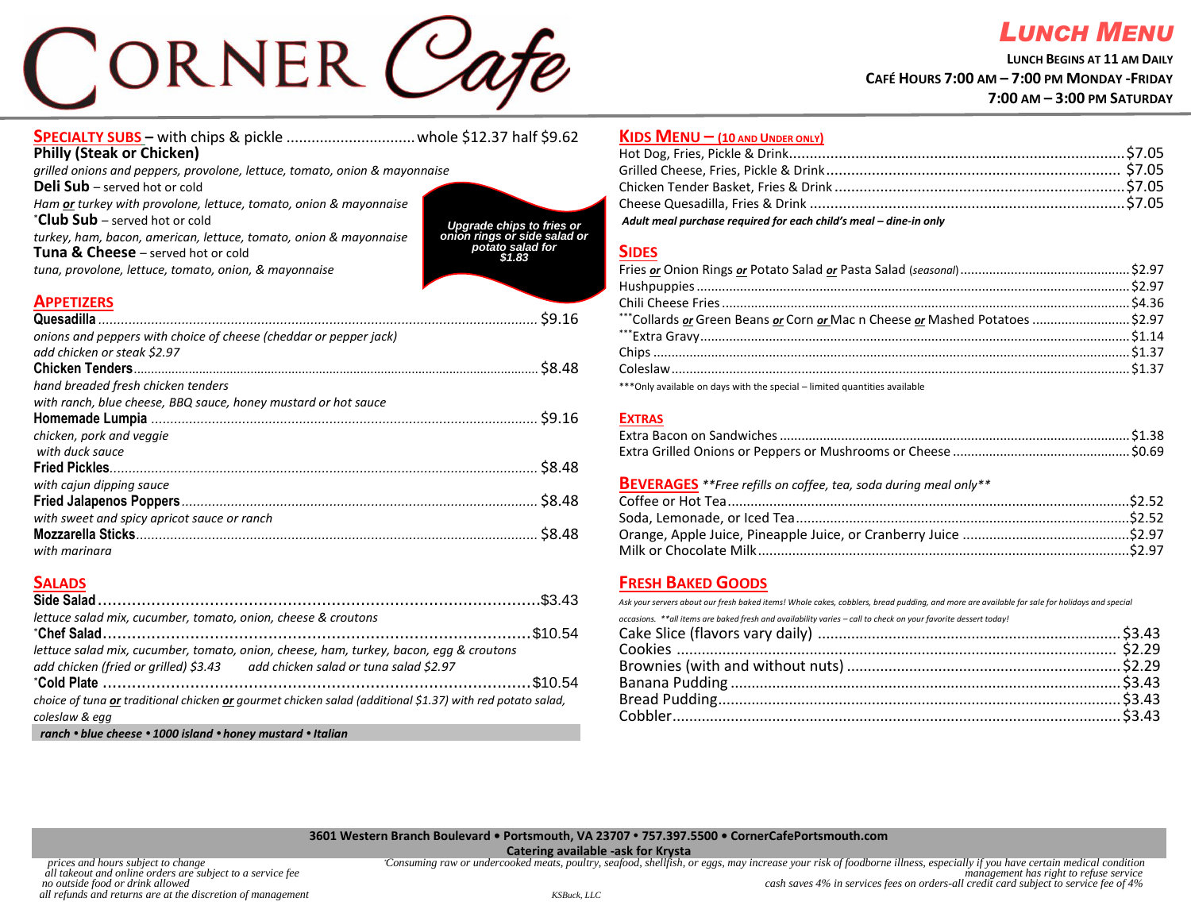# CORNER Cafe

## LUNCH MENU

**LUNCH BEGINS AT 11 AM DAILY**
**CAFÉ HOURS 7:00 AM – 7:00 PM MONDAY -FRIDAY**
**7:00 AM – 3:00 PM SATURDAY**

## SPECIALTY SUBS – with chips & pickle ............................... whole $12.37 half $9.62

**Philly (Steak or Chicken)**
*grilled onions and peppers, provolone, lettuce, tomato, onion & mayonnaise*

**Deli Sub** – served hot or cold
*Ham **or** turkey with provolone, lettuce, tomato, onion & mayonnaise*

*__Club Sub__ – served hot or cold
*turkey, ham, bacon, american, lettuce, tomato, onion & mayonnaise*

**Tuna & Cheese** – served hot or cold
*tuna, provolone, lettuce, tomato, onion, & mayonnaise*

***Upgrade chips to fries or onion rings or side salad or potato salad for $1.83***

## APPETIZERS

**Quesadilla** ............ $9.16
*onions and peppers with choice of cheese (cheddar or pepper jack)*
*add chicken or steak $2.97*

**Chicken Tenders** ............ $8.48
*hand breaded fresh chicken tenders*
*with ranch, blue cheese, BBQ sauce, honey mustard or hot sauce*

**Homemade Lumpia** ............ $9.16
*chicken, pork and veggie*
*with duck sauce*

**Fried Pickles** ............ $8.48
*with cajun dipping sauce*

**Fried Jalapenos Poppers** ............ $8.48
*with sweet and spicy apricot sauce or ranch*

**Mozzarella Sticks** ............ $8.48
*with marinara*

## SALADS

**Side Salad** ............ $3.43
*lettuce salad mix, cucumber, tomato, onion, cheese & croutons*

***Chef Salad** ............ $10.54
*lettuce salad mix, cucumber, tomato, onion, cheese, ham, turkey, bacon, egg & croutons*
*add chicken (fried or grilled) $3.43 add chicken salad or tuna salad $2.97*

***Cold Plate** ............ $10.54
*choice of tuna **or** traditional chicken **or** gourmet chicken salad (additional $1.37) with red potato salad, coleslaw & egg*

***ranch • blue cheese • 1000 island • honey mustard • Italian***

## KIDS MENU – (10 AND UNDER ONLY)

Hot Dog, Fries, Pickle & Drink ............ $7.05
Grilled Cheese, Fries, Pickle & Drink ............ $7.05
Chicken Tender Basket, Fries & Drink ............ $7.05
Cheese Quesadilla, Fries & Drink ............ $7.05

***Adult meal purchase required for each child's meal – dine-in only***

## SIDES

Fries **or** Onion Rings **or** Potato Salad **or** Pasta Salad (*seasonal*) ............ $2.97
Hushpuppies ............ $2.97
Chili Cheese Fries ............ $4.36
***Collards **or** Green Beans **or** Corn **or** Mac n Cheese **or** Mashed Potatoes ............ $2.97
***Extra Gravy ............ $1.14
Chips ............ $1.37
Coleslaw ............ $1.37

***Only available on days with the special – limited quantities available

## EXTRAS

Extra Bacon on Sandwiches ............ $1.38
Extra Grilled Onions or Peppers or Mushrooms or Cheese ............ $0.69

## BEVERAGES *\*\*Free refills on coffee, tea, soda during meal only\*\**

Coffee or Hot Tea ............ $2.52
Soda, Lemonade, or Iced Tea ............ $2.52
Orange, Apple Juice, Pineapple Juice, or Cranberry Juice ............ $2.97
Milk or Chocolate Milk ............ $2.97

## FRESH BAKED GOODS

*Ask your servers about our fresh baked items! Whole cakes, cobblers, bread pudding, and more are available for sale for holidays and special occasions. \*\*all items are baked fresh and availability varies – call to check on your favorite dessert today!*

Cake Slice (flavors vary daily) ............ $3.43
Cookies ............ $2.29
Brownies (with and without nuts) ............ $2.29
Banana Pudding ............ $3.43
Bread Pudding ............ $3.43
Cobbler ............ $3.43

---

**3601 Western Branch Boulevard • Portsmouth, VA 23707 • 757.397.5500 • CornerCafePortsmouth.com**
**Catering available -ask for Krysta**

*prices and hours subject to change*
*all takeout and online orders are subject to a service fee*
*no outside food or drink allowed*
*all refunds and returns are at the discretion of management*

*\*Consuming raw or undercooked meats, poultry, seafood, shellfish, or eggs, may increase your risk of foodborne illness, especially if you have certain medical condition*
*management has right to refuse service*
*cash saves 4% in services fees on orders-all credit card subject to service fee of 4%*

*KSBuck, LLC*